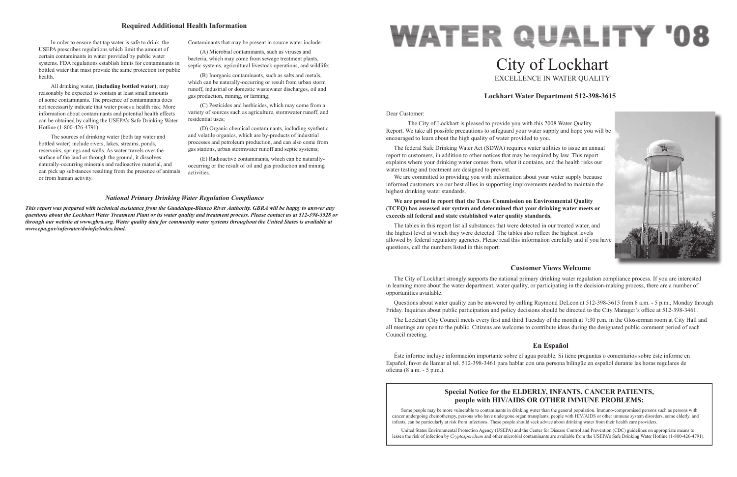## Required Additional Health Information

In order to ensure that tap water is safe to drink, the USEPA prescribes regulations which limit the amount of certain contaminants in water provided by public water systems. FDA regulations establish limits for contaminants in bottled water that must provide the same protection for public health.

All drinking water, **(including bottled water)**, may reasonably be expected to contain at least small amounts of some contaminants. The presence of contaminants does not necessarily indicate that water poses a health risk. More information about contaminants and potential health effects can be obtained by calling the USEPA's Safe Drinking Water Hotline (1-800-426-4791).

The sources of drinking water (both tap water and bottled water) include rivers, lakes, streams, ponds, reservoirs, springs and wells. As water travels over the surface of the land or through the ground, it dissolves naturally-occurring minerals and radioactive material, and can pick up substances resulting from the presence of animals or from human activity.

Contaminants that may be present in source water include:

(A) Microbial contaminants, such as viruses and bacteria, which may come from sewage treatment plants, septic systems, agricultural livestock operations, and wildlife;

(B) Inorganic contaminants, such as salts and metals, which can be naturally-occurring or result from urban storm runoff, industrial or domestic wastewater discharges, oil and gas production, mining, or farming;

(C) Pesticides and herbicides, which may come from a variety of sources such as agriculture, stormwater runoff, and residential uses;

(D) Organic chemical contaminants, including synthetic and volatile organics, which are by-products of industrial processes and petroleum production, and can also come from gas stations, urban stormwater runoff and septic systems;

(E) Radioactive contaminants, which can be naturally-occurring or the result of oil and gas production and mining activities.

### *National Primary Drinking Water Regulation Compliance*

***This report was prepared with technical assistance from the Guadalupe-Blanco River Authority. GBRA will be happy to answer any questions about the Lockhart Water Treatment Plant or its water quality and treatment process. Please contact us at 512-398-3528 or through our website at www.gbra.org. Water quality data for community water systems throughout the United States is available at www.epa.gov/safewater/dwinfo/index.html.***

# WATER QUALITY '08

# City of Lockhart

EXCELLENCE IN WATER QUALITY

### Lockhart Water Department 512-398-3615

Dear Customer:

The City of Lockhart is pleased to provide you with this 2008 Water Quality Report. We take all possible precautions to safeguard your water supply and hope you will be encouraged to learn about the high quality of water provided to you.

The federal Safe Drinking Water Act (SDWA) requires water utilities to issue an annual report to customers, in addition to other notices that may be required by law. This report explains where your drinking water comes from, what it contains, and the health risks our water testing and treatment are designed to prevent.

We are committed to providing you with information about your water supply because informed customers are our best allies in supporting improvements needed to maintain the highest drinking water standards.

**We are proud to report that the Texas Commission on Environmental Quality (TCEQ) has assessed our system and determined that your drinking water meets or exceeds all federal and state established water quality standards.**

The tables in this report list all substances that were detected in our treated water, and the highest level at which they were detected. The tables also reflect the highest levels allowed by federal regulatory agencies. Please read this information carefully and if you have questions, call the numbers listed in this report.

## Customer Views Welcome

The City of Lockhart strongly supports the national primary drinking water regulation compliance process. If you are interested in learning more about the water department, water quality, or participating in the decision-making process, there are a number of opportunities available.

Questions about water quality can be answered by calling Raymond DeLeon at 512-398-3615 from 8 a.m. - 5 p.m., Monday through Friday. Inquiries about public participation and policy decisions should be directed to the City Manager's office at 512-398-3461.

The Lockhart City Council meets every first and third Tuesday of the month at 7:30 p.m. in the Glosserman room at City Hall and all meetings are open to the public. Citizens are welcome to contribute ideas during the designated public comment period of each Council meeting.

## En Español

Éste informe incluye información importante sobre el agua potable. Si tiene preguntas o comentarios sobre éste informe en Español, favor de llamar al tel. 512-398-3461 para hablar con una persona bilingüe en español durante las horas regulares de oficina (8 a.m. - 5 p.m.).

### Special Notice for the ELDERLY, INFANTS, CANCER PATIENTS, people with HIV/AIDS OR OTHER IMMUNE PROBLEMS:

Some people may be more vulnerable to contaminants in drinking water than the general population. Immuno-compromised persons such as persons with cancer undergoing chemotherapy, persons who have undergone organ transplants, people with HIV/AIDS or other immune system disorders, some elderly, and infants, can be particularly at risk from infections. These people should seek advice about drinking water from their health care providers.

United States Environmental Protection Agency (USEPA) and the Center for Disease Control and Prevention (CDC) guidelines on appropriate means to lessen the risk of infection by *Cryptosporidium* and other microbial contaminants are available from the USEPA's Safe Drinking Water Hotline (1-800-426-4791).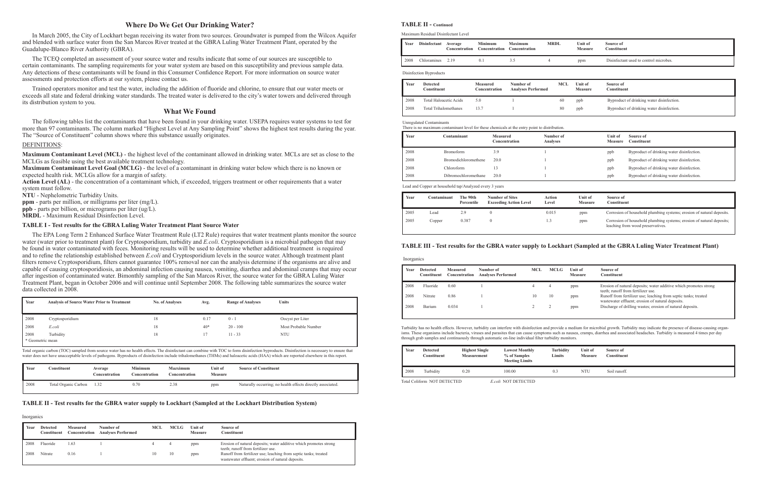## Where Do We Get Our Drinking Water?

In March 2005, the City of Lockhart began receiving its water from two sources. Groundwater is pumped from the Wilcox Aquifer and blended with surface water from the San Marcos River treated at the GBRA Luling Water Treatment Plant, operated by the Guadalupe-Blanco River Authority (GBRA).

The TCEQ completed an assessment of your source water and results indicate that some of our sources are susceptible to certain contaminants. The sampling requirements for your water system are based on this susceptibility and previous sample data. Any detections of these contaminants will be found in this Consumer Confidence Report. For more information on source water assessments and protection efforts at our system, please contact us.

Trained operators monitor and test the water, including the addition of fluoride and chlorine, to ensure that our water meets or exceeds all state and federal drinking water standards. The treated water is delivered to the city's water towers and delivered through its distribution system to you.

## What We Found

The following tables list the contaminants that have been found in your drinking water. USEPA requires water systems to test for more than 97 contaminants. The column marked "Highest Level at Any Sampling Point" shows the highest test results during the year. The "Source of Constituent" column shows where this substance usually originates.

DEFINITIONS:

**Maximum Contaminant Level (MCL)** - the highest level of the contaminant allowed in drinking water. MCLs are set as close to the MCLGs as feasible using the best available treatment technology.
**Maximum Contaminant Level Goal (MCLG)** - the level of a contaminant in drinking water below which there is no known or expected health risk. MCLGs allow for a margin of safety.
**Action Level (AL)** - the concentration of a contaminant which, if exceeded, triggers treatment or other requirements that a water system must follow.
**NTU** - Nephelometric Turbidity Units.
**ppm** - parts per million, or milligrams per liter (mg/L).
**ppb** - parts per billion, or micrograms per liter (ug/L).
**MRDL** - Maximum Residual Disinfection Level.

### TABLE I - Test results for the GBRA Luling Water Treatment Plant Source Water

The EPA Long Term 2 Enhanced Surface Water Treatment Rule (LT2 Rule) requires that water treatment plants monitor the source water (water prior to treatment plant) for Cryptosporidium, turbidity and *E.coli*. Cryptosporidium is a microbial pathogen that may be found in water contaminated with feces. Monitoring results will be used to determine whether additional treatment is required and to refine the relationship established between *E.coli* and Cryptosporidium levels in the source water. Although treatment plant filters remove Cryptosporidium, filters cannot guarantee 100% removal nor can the analysis determine if the organisms are alive and capable of causing cryptosporidiosis, an abdominal infection causing nausea, vomiting, diarrhea and abdominal cramps that may occur after ingestion of contaminated water. Bimonthly sampling of the San Marcos River, the source water for the GBRA Luling Water Treatment Plant, began in October 2006 and will continue until September 2008. The following table summarizes the source water data collected in 2008.

| Year | Analysis of Source Water Prior to Treatment | No. of Analyses | Avg. | Range of Analyses | Units |
|---|---|---|---|---|---|
| 2008 | Cryptosporidium | 18 | 0.17 | 0 - 1 | Oocyst per Liter |
| 2008 | *E.coli* | 18 | 40* | 20 - 100 | Most Probable Number |
| 2008 | Turbidity | 18 | 17 | 11 - 33 | NTU |

\* Geometric mean

Total organic carbon (TOC) sampled from source water has no health effects. The disinfectant can combine with TOC to form disinfection byproducts. Disinfection is necessary to ensure that water does not have unacceptable levels of pathogens. Byproducts of disinfection include trihalomethanes (THMs) and haloacetic acids (HAA) which are reported elsewhere in this report.

| Year | Constituent | Average Concentration | Minimum Concentration | Mazximum Concentration | Unit of Measure | Source of Constituent |
|---|---|---|---|---|---|---|
| 2008 | Total Organic Carbon | 1.32 | 0.70 | 2.38 | ppm | Naturally occurring; no health effects directly associated. |

### TABLE II - Test results for the GBRA water supply to Lockhart (Sampled at the Lockhart Distribution System)

Inorganics

| Year | Detected Constituent | Measured Concentration | Number of Analyses Performed | MCL | MCLG | Unit of Measure | Source of Constituent |
|---|---|---|---|---|---|---|---|
| 2008 | Fluoride | 1.63 | 1 | 4 | 4 | ppm | Erosion of natural deposits; water additive which promotes strong teeth; runoff from fertilizer use. |
| 2008 | Nitrate | 0.16 | 1 | 10 | 10 | ppm | Runoff from fertilizer use; leaching from septic tanks; treated wastewater effluent; erosion of natural deposits. |

### TABLE II - Continued

Maximum Residual Disinfectant Level

| Year | Disinfectant | Average Concentration | Minimum Concentration | Maximum Concentration | MRDL | Unit of Measure | Source of Constituent |
|---|---|---|---|---|---|---|---|
| 2008 | Chloramines | 2.19 | 0.1 | 3.5 | 4 | ppm | Disinfectant used to control microbes. |

Disinfection Byproducts

| Year | Detected Constituent | Measured Concentration | Number of Analyses Performed | MCL | Unit of Measure | Source of Constituent |
|---|---|---|---|---|---|---|
| 2008 | Total Haloacetic Acids | 5.0 | 1 | 60 | ppb | Byproduct of drinking water disinfection. |
| 2008 | Total Trihalomethanes | 13.7 | 1 | 80 | ppb | Byproduct of drinking water disinfection. |

Unregulated Contaminants
There is no maximum contaminant level for these chemicals at the entry point to distribution.

| Year | Contaminant | Measured Concentration | Number of Analyses | Unit of Measure | Source of Constituent |
|---|---|---|---|---|---|
| 2008 | Bromoform | 3.9 | 1 | ppb | Byproduct of drinking water disinfection. |
| 2008 | Bromodichloromethene | 20.0 | 1 | ppb | Byproduct of drinking water disinfection. |
| 2008 | Chloroform | 13 | 1 | ppb | Byproduct of drinking water disinfection. |
| 2008 | Dibromochloromethane | 20.0 | 1 | ppb | Byproduct of drinking water disinfection. |

Lead and Copper at household tap/Analyzed every 3 years

| Year | Contaminant | The 90th Percentile | Number of Sites Exceeding Action Level | Action Level | Unit of Measure | Source of Constituent |
|---|---|---|---|---|---|---|
| 2005 | Lead | 2.9 | 0 | 0.015 | ppm | Corrosion of household plumbing systems; erosion of natural deposits. |
| 2005 | Copper | 0.387 | 0 | 1.3 | ppm | Corrosion of household plumbing systems; erosion of natural deposits; leaching from wood preservatives. |

### TABLE III - Test results for the GBRA water supply to Lockhart (Sampled at the GBRA Luling Water Treatment Plant)

Inorganics

| Year | Detected Constituent | Measured Concentration | Number of Analyses Performed | MCL | MCLG | Unit of Measure | Source of Constituent |
|---|---|---|---|---|---|---|---|
| 2008 | Fluoride | 0.60 | 1 | 4 | 4 | ppm | Erosion of natural deposits; water additive which promotes strong teeth; runoff from fertilizer use. |
| 2008 | Nitrate | 0.86 | 1 | 10 | 10 | ppm | Runoff from fertilizer use; leaching from septic tanks; treated wastewater effluent; erosion of natural deposits. |
| 2008 | Barium | 0.034 | 1 | 2 | 2 | ppm | Discharge of drilling wastes; erosion of natural deposits. |

Turbidity has no health effects. However, turbidity can interfere with disinfection and provide a medium for microbial growth. Turbidity may indicate the presence of disease-causing organisms. These organisms include bacteria, viruses and parasites that can cause symptoms such as nausea, cramps, diarrhea and associated headaches. Turbidity is measured 4 times per day through grab samples and continuously through automatic on-line individual filter turbidity monitors.

| Year | Detected Constituent | Highest Single Measurement | Lowest Monthly % of Samples Meeting Limits | Turbidity Limits | Unit of Measure | Source of Constituent |
|---|---|---|---|---|---|---|
| 2008 | Turbidity | 0.20 | 100.00 | 0.3 | NTU | Soil runoff. |

Total Coliform NOT DETECTED *E.coli* NOT DETECTED